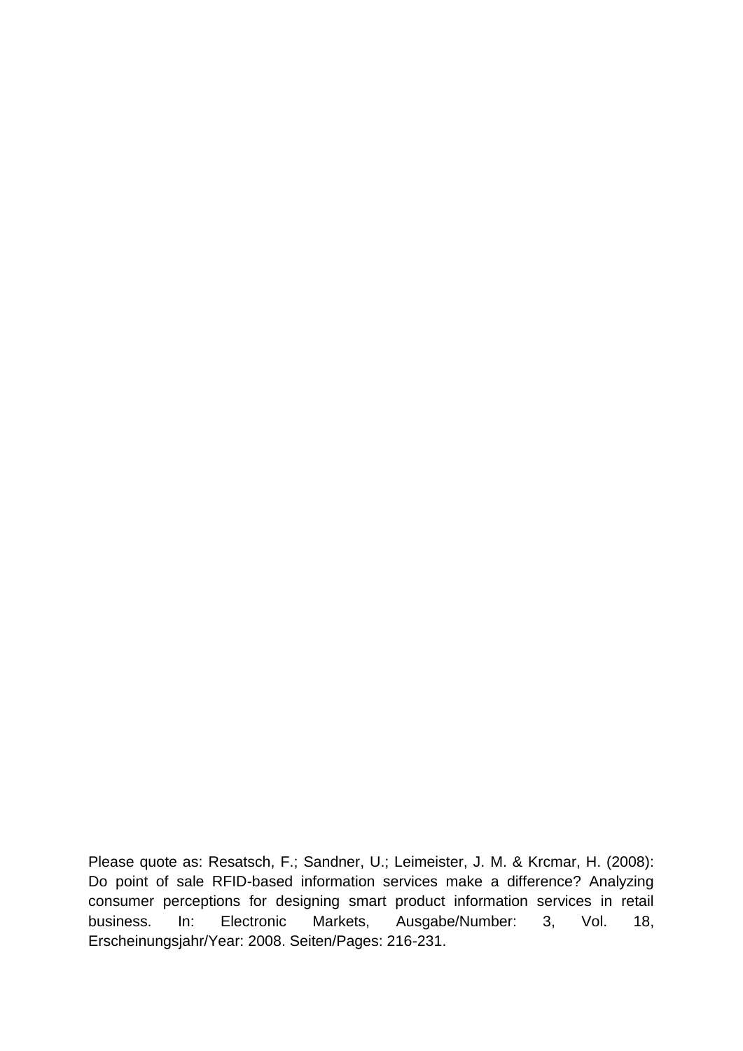Please quote as: Resatsch, F.; Sandner, U.; Leimeister, J. M. & Krcmar, H. (2008): Do point of sale RFID-based information services make a difference? Analyzing consumer perceptions for designing smart product information services in retail business. In: Electronic Markets, Ausgabe/Number: 3, Vol. 18, Erscheinungsjahr/Year: 2008. Seiten/Pages: 216-231.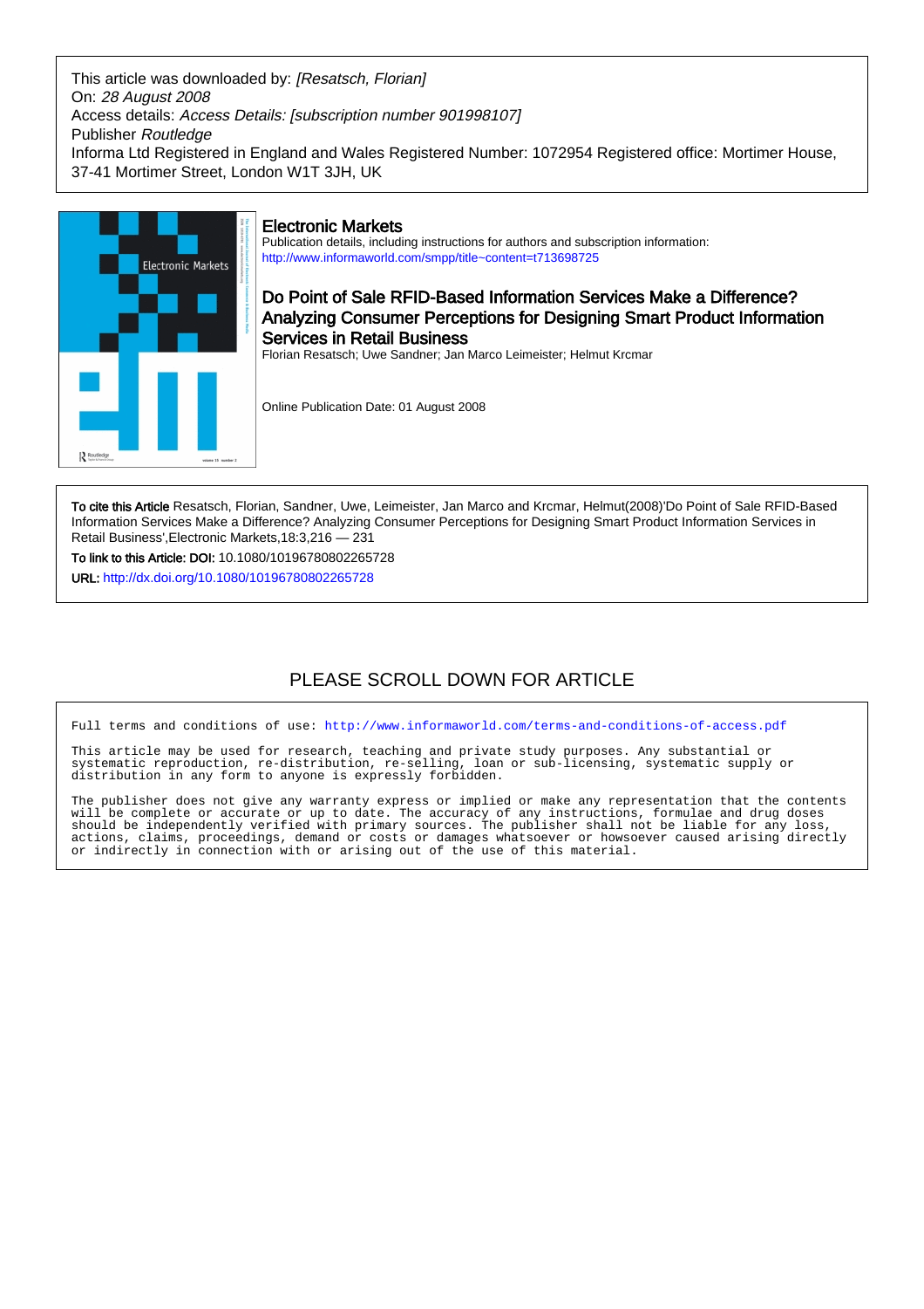This article was downloaded by: *[Resatsch, Florian]*
On: *28 August 2008*
Access details: *Access Details: [subscription number 901998107]*
Publisher *Routledge*
Informa Ltd Registered in England and Wales Registered Number: 1072954 Registered office: Mortimer House, 37-41 Mortimer Street, London W1T 3JH, UK

## Electronic Markets

Publication details, including instructions for authors and subscription information:
http://www.informaworld.com/smpp/title~content=t713698725

## Do Point of Sale RFID-Based Information Services Make a Difference? Analyzing Consumer Perceptions for Designing Smart Product Information Services in Retail Business

Florian Resatsch; Uwe Sandner; Jan Marco Leimeister; Helmut Krcmar

Online Publication Date: 01 August 2008

**To cite this Article** Resatsch, Florian, Sandner, Uwe, Leimeister, Jan Marco and Krcmar, Helmut(2008)'Do Point of Sale RFID-Based Information Services Make a Difference? Analyzing Consumer Perceptions for Designing Smart Product Information Services in Retail Business',Electronic Markets,18:3,216 — 231

**To link to this Article: DOI:** 10.1080/10196780802265728

**URL:** http://dx.doi.org/10.1080/10196780802265728

PLEASE SCROLL DOWN FOR ARTICLE

Full terms and conditions of use: http://www.informaworld.com/terms-and-conditions-of-access.pdf

This article may be used for research, teaching and private study purposes. Any substantial or systematic reproduction, re-distribution, re-selling, loan or sub-licensing, systematic supply or distribution in any form to anyone is expressly forbidden.

The publisher does not give any warranty express or implied or make any representation that the contents will be complete or accurate or up to date. The accuracy of any instructions, formulae and drug doses should be independently verified with primary sources. The publisher shall not be liable for any loss, actions, claims, proceedings, demand or costs or damages whatsoever or howsoever caused arising directly or indirectly in connection with or arising out of the use of this material.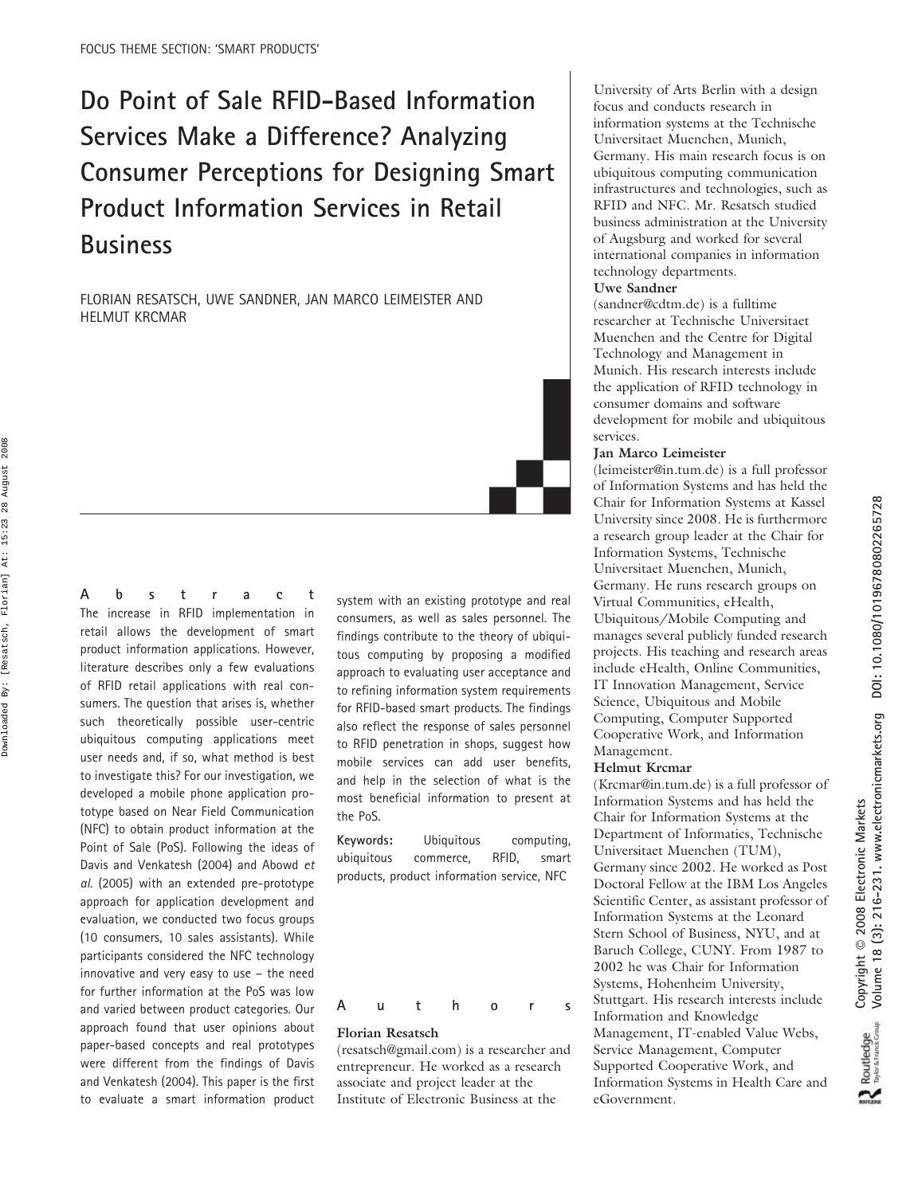FOCUS THEME SECTION: 'SMART PRODUCTS'

# Do Point of Sale RFID-Based Information Services Make a Difference? Analyzing Consumer Perceptions for Designing Smart Product Information Services in Retail Business

FLORIAN RESATSCH, UWE SANDNER, JAN MARCO LEIMEISTER AND HELMUT KRCMAR

## Abstract

The increase in RFID implementation in retail allows the development of smart product information applications. However, literature describes only a few evaluations of RFID retail applications with real consumers. The question that arises is, whether such theoretically possible user-centric ubiquitous computing applications meet user needs and, if so, what method is best to investigate this? For our investigation, we developed a mobile phone application prototype based on Near Field Communication (NFC) to obtain product information at the Point of Sale (PoS). Following the ideas of Davis and Venkatesh (2004) and Abowd *et al.* (2005) with an extended pre-prototype approach for application development and evaluation, we conducted two focus groups (10 consumers, 10 sales assistants). While participants considered the NFC technology innovative and very easy to use – the need for further information at the PoS was low and varied between product categories. Our approach found that user opinions about paper-based concepts and real prototypes were different from the findings of Davis and Venkatesh (2004). This paper is the first to evaluate a smart information product system with an existing prototype and real consumers, as well as sales personnel. The findings contribute to the theory of ubiquitous computing by proposing a modified approach to evaluating user acceptance and to refining information system requirements for RFID-based smart products. The findings also reflect the response of sales personnel to RFID penetration in shops, suggest how mobile services can add user benefits, and help in the selection of what is the most beneficial information to present at the PoS.

**Keywords:** Ubiquitous computing, ubiquitous commerce, RFID, smart products, product information service, NFC

## Authors

**Florian Resatsch**
(resatsch@gmail.com) is a researcher and entrepreneur. He worked as a research associate and project leader at the Institute of Electronic Business at the University of Arts Berlin with a design focus and conducts research in information systems at the Technische Universitaet Muenchen, Munich, Germany. His main research focus is on ubiquitous computing communication infrastructures and technologies, such as RFID and NFC. Mr. Resatsch studied business administration at the University of Augsburg and worked for several international companies in information technology departments.

**Uwe Sandner**
(sandner@cdtm.de) is a fulltime researcher at Technische Universitaet Muenchen and the Centre for Digital Technology and Management in Munich. His research interests include the application of RFID technology in consumer domains and software development for mobile and ubiquitous services.

**Jan Marco Leimeister**
(leimeister@in.tum.de) is a full professor of Information Systems and has held the Chair for Information Systems at Kassel University since 2008. He is furthermore a research group leader at the Chair for Information Systems, Technische Universitaet Muenchen, Munich, Germany. He runs research groups on Virtual Communities, eHealth, Ubiquitous/Mobile Computing and manages several publicly funded research projects. His teaching and research areas include eHealth, Online Communities, IT Innovation Management, Service Science, Ubiquitous and Mobile Computing, Computer Supported Cooperative Work, and Information Management.

**Helmut Krcmar**
(Krcmar@in.tum.de) is a full professor of Information Systems and has held the Chair for Information Systems at the Department of Informatics, Technische Universitaet Muenchen (TUM), Germany since 2002. He worked as Post Doctoral Fellow at the IBM Los Angeles Scientific Center, as assistant professor of Information Systems at the Leonard Stern School of Business, NYU, and at Baruch College, CUNY. From 1987 to 2002 he was Chair for Information Systems, Hohenheim University, Stuttgart. His research interests include Information and Knowledge Management, IT-enabled Value Webs, Service Management, Computer Supported Cooperative Work, and Information Systems in Health Care and eGovernment.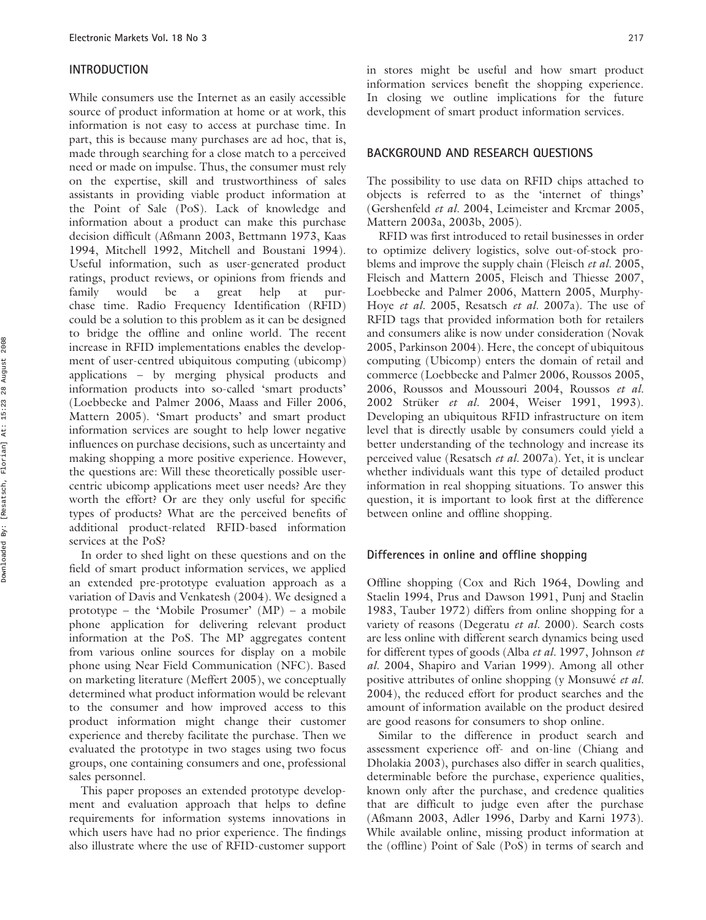## INTRODUCTION

While consumers use the Internet as an easily accessible source of product information at home or at work, this information is not easy to access at purchase time. In part, this is because many purchases are ad hoc, that is, made through searching for a close match to a perceived need or made on impulse. Thus, the consumer must rely on the expertise, skill and trustworthiness of sales assistants in providing viable product information at the Point of Sale (PoS). Lack of knowledge and information about a product can make this purchase decision difficult (Aßmann 2003, Bettmann 1973, Kaas 1994, Mitchell 1992, Mitchell and Boustani 1994). Useful information, such as user-generated product ratings, product reviews, or opinions from friends and family would be a great help at purchase time. Radio Frequency Identification (RFID) could be a solution to this problem as it can be designed to bridge the offline and online world. The recent increase in RFID implementations enables the development of user-centred ubiquitous computing (ubicomp) applications – by merging physical products and information products into so-called 'smart products' (Loebbecke and Palmer 2006, Maass and Filler 2006, Mattern 2005). 'Smart products' and smart product information services are sought to help lower negative influences on purchase decisions, such as uncertainty and making shopping a more positive experience. However, the questions are: Will these theoretically possible user-centric ubicomp applications meet user needs? Are they worth the effort? Or are they only useful for specific types of products? What are the perceived benefits of additional product-related RFID-based information services at the PoS?

In order to shed light on these questions and on the field of smart product information services, we applied an extended pre-prototype evaluation approach as a variation of Davis and Venkatesh (2004). We designed a prototype – the 'Mobile Prosumer' (MP) – a mobile phone application for delivering relevant product information at the PoS. The MP aggregates content from various online sources for display on a mobile phone using Near Field Communication (NFC). Based on marketing literature (Meffert 2005), we conceptually determined what product information would be relevant to the consumer and how improved access to this product information might change their customer experience and thereby facilitate the purchase. Then we evaluated the prototype in two stages using two focus groups, one containing consumers and one, professional sales personnel.

This paper proposes an extended prototype development and evaluation approach that helps to define requirements for information systems innovations in which users have had no prior experience. The findings also illustrate where the use of RFID-customer support in stores might be useful and how smart product information services benefit the shopping experience. In closing we outline implications for the future development of smart product information services.

## BACKGROUND AND RESEARCH QUESTIONS

The possibility to use data on RFID chips attached to objects is referred to as the 'internet of things' (Gershenfeld *et al.* 2004, Leimeister and Krcmar 2005, Mattern 2003a, 2003b, 2005).

RFID was first introduced to retail businesses in order to optimize delivery logistics, solve out-of-stock problems and improve the supply chain (Fleisch *et al.* 2005, Fleisch and Mattern 2005, Fleisch and Thiesse 2007, Loebbecke and Palmer 2006, Mattern 2005, Murphy-Hoye *et al.* 2005, Resatsch *et al.* 2007a). The use of RFID tags that provided information both for retailers and consumers alike is now under consideration (Novak 2005, Parkinson 2004). Here, the concept of ubiquitous computing (Ubicomp) enters the domain of retail and commerce (Loebbecke and Palmer 2006, Roussos 2005, 2006, Roussos and Moussouri 2004, Roussos *et al.* 2002 Strüker *et al.* 2004, Weiser 1991, 1993). Developing an ubiquitous RFID infrastructure on item level that is directly usable by consumers could yield a better understanding of the technology and increase its perceived value (Resatsch *et al.* 2007a). Yet, it is unclear whether individuals want this type of detailed product information in real shopping situations. To answer this question, it is important to look first at the difference between online and offline shopping.

### Differences in online and offline shopping

Offline shopping (Cox and Rich 1964, Dowling and Staelin 1994, Prus and Dawson 1991, Punj and Staelin 1983, Tauber 1972) differs from online shopping for a variety of reasons (Degeratu *et al.* 2000). Search costs are less online with different search dynamics being used for different types of goods (Alba *et al.* 1997, Johnson *et al.* 2004, Shapiro and Varian 1999). Among all other positive attributes of online shopping (y Monsuwé *et al.* 2004), the reduced effort for product searches and the amount of information available on the product desired are good reasons for consumers to shop online.

Similar to the difference in product search and assessment experience off- and on-line (Chiang and Dholakia 2003), purchases also differ in search qualities, determinable before the purchase, experience qualities, known only after the purchase, and credence qualities that are difficult to judge even after the purchase (Aßmann 2003, Adler 1996, Darby and Karni 1973). While available online, missing product information at the (offline) Point of Sale (PoS) in terms of search and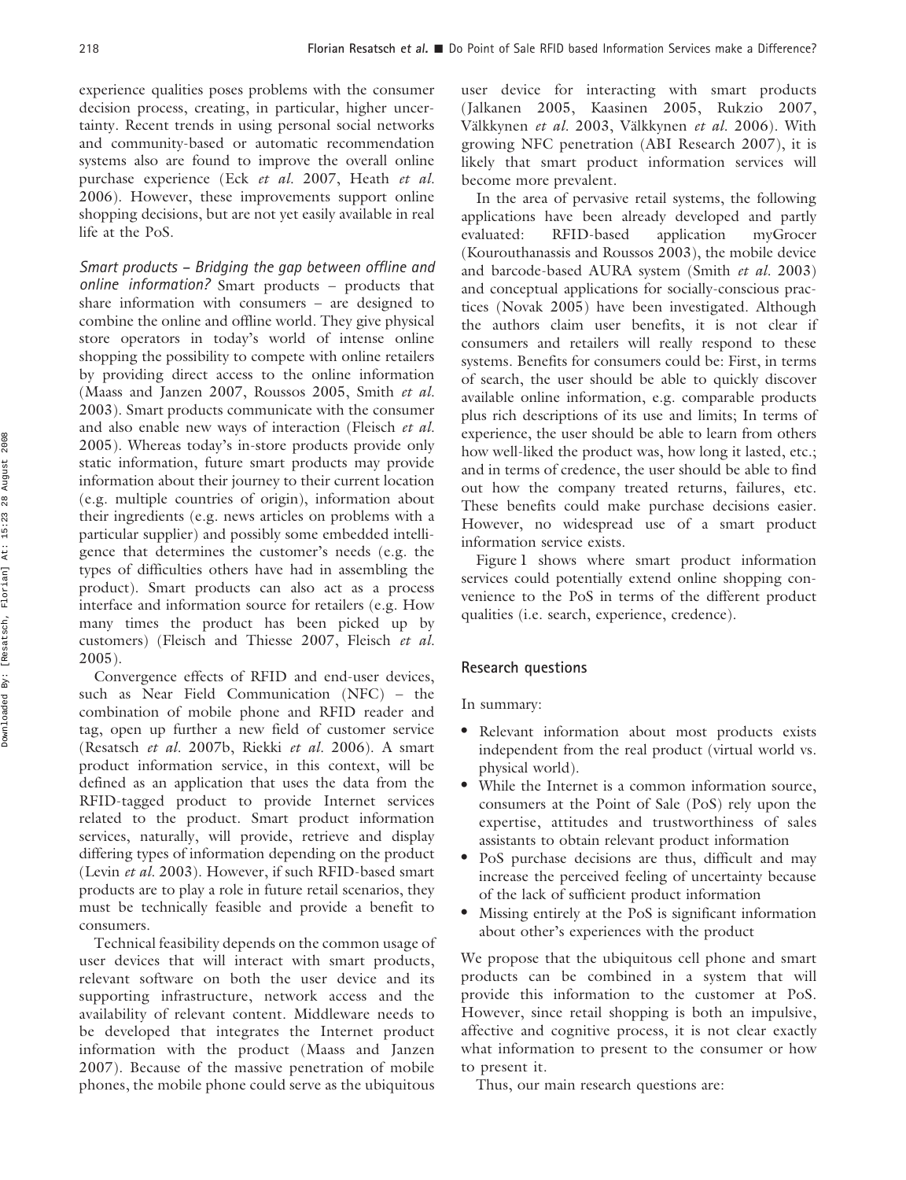experience qualities poses problems with the consumer decision process, creating, in particular, higher uncertainty. Recent trends in using personal social networks and community-based or automatic recommendation systems also are found to improve the overall online purchase experience (Eck *et al.* 2007, Heath *et al.* 2006). However, these improvements support online shopping decisions, but are not yet easily available in real life at the PoS.

*Smart products – Bridging the gap between offline and online information?* Smart products – products that share information with consumers – are designed to combine the online and offline world. They give physical store operators in today's world of intense online shopping the possibility to compete with online retailers by providing direct access to the online information (Maass and Janzen 2007, Roussos 2005, Smith *et al.* 2003). Smart products communicate with the consumer and also enable new ways of interaction (Fleisch *et al.* 2005). Whereas today's in-store products provide only static information, future smart products may provide information about their journey to their current location (e.g. multiple countries of origin), information about their ingredients (e.g. news articles on problems with a particular supplier) and possibly some embedded intelligence that determines the customer's needs (e.g. the types of difficulties others have had in assembling the product). Smart products can also act as a process interface and information source for retailers (e.g. How many times the product has been picked up by customers) (Fleisch and Thiesse 2007, Fleisch *et al.* 2005).

Convergence effects of RFID and end-user devices, such as Near Field Communication (NFC) – the combination of mobile phone and RFID reader and tag, open up further a new field of customer service (Resatsch *et al.* 2007b, Riekki *et al.* 2006). A smart product information service, in this context, will be defined as an application that uses the data from the RFID-tagged product to provide Internet services related to the product. Smart product information services, naturally, will provide, retrieve and display differing types of information depending on the product (Levin *et al.* 2003). However, if such RFID-based smart products are to play a role in future retail scenarios, they must be technically feasible and provide a benefit to consumers.

Technical feasibility depends on the common usage of user devices that will interact with smart products, relevant software on both the user device and its supporting infrastructure, network access and the availability of relevant content. Middleware needs to be developed that integrates the Internet product information with the product (Maass and Janzen 2007). Because of the massive penetration of mobile phones, the mobile phone could serve as the ubiquitous user device for interacting with smart products (Jalkanen 2005, Kaasinen 2005, Rukzio 2007, Välkkynen *et al.* 2003, Välkkynen *et al.* 2006). With growing NFC penetration (ABI Research 2007), it is likely that smart product information services will become more prevalent.

In the area of pervasive retail systems, the following applications have been already developed and partly evaluated: RFID-based application myGrocer (Kourouthanassis and Roussos 2003), the mobile device and barcode-based AURA system (Smith *et al.* 2003) and conceptual applications for socially-conscious practices (Novak 2005) have been investigated. Although the authors claim user benefits, it is not clear if consumers and retailers will really respond to these systems. Benefits for consumers could be: First, in terms of search, the user should be able to quickly discover available online information, e.g. comparable products plus rich descriptions of its use and limits; In terms of experience, the user should be able to learn from others how well-liked the product was, how long it lasted, etc.; and in terms of credence, the user should be able to find out how the company treated returns, failures, etc. These benefits could make purchase decisions easier. However, no widespread use of a smart product information service exists.

Figure 1 shows where smart product information services could potentially extend online shopping convenience to the PoS in terms of the different product qualities (i.e. search, experience, credence).

### Research questions

In summary:

- Relevant information about most products exists independent from the real product (virtual world vs. physical world).
- While the Internet is a common information source, consumers at the Point of Sale (PoS) rely upon the expertise, attitudes and trustworthiness of sales assistants to obtain relevant product information
- PoS purchase decisions are thus, difficult and may increase the perceived feeling of uncertainty because of the lack of sufficient product information
- Missing entirely at the PoS is significant information about other's experiences with the product

We propose that the ubiquitous cell phone and smart products can be combined in a system that will provide this information to the customer at PoS. However, since retail shopping is both an impulsive, affective and cognitive process, it is not clear exactly what information to present to the consumer or how to present it.

Thus, our main research questions are: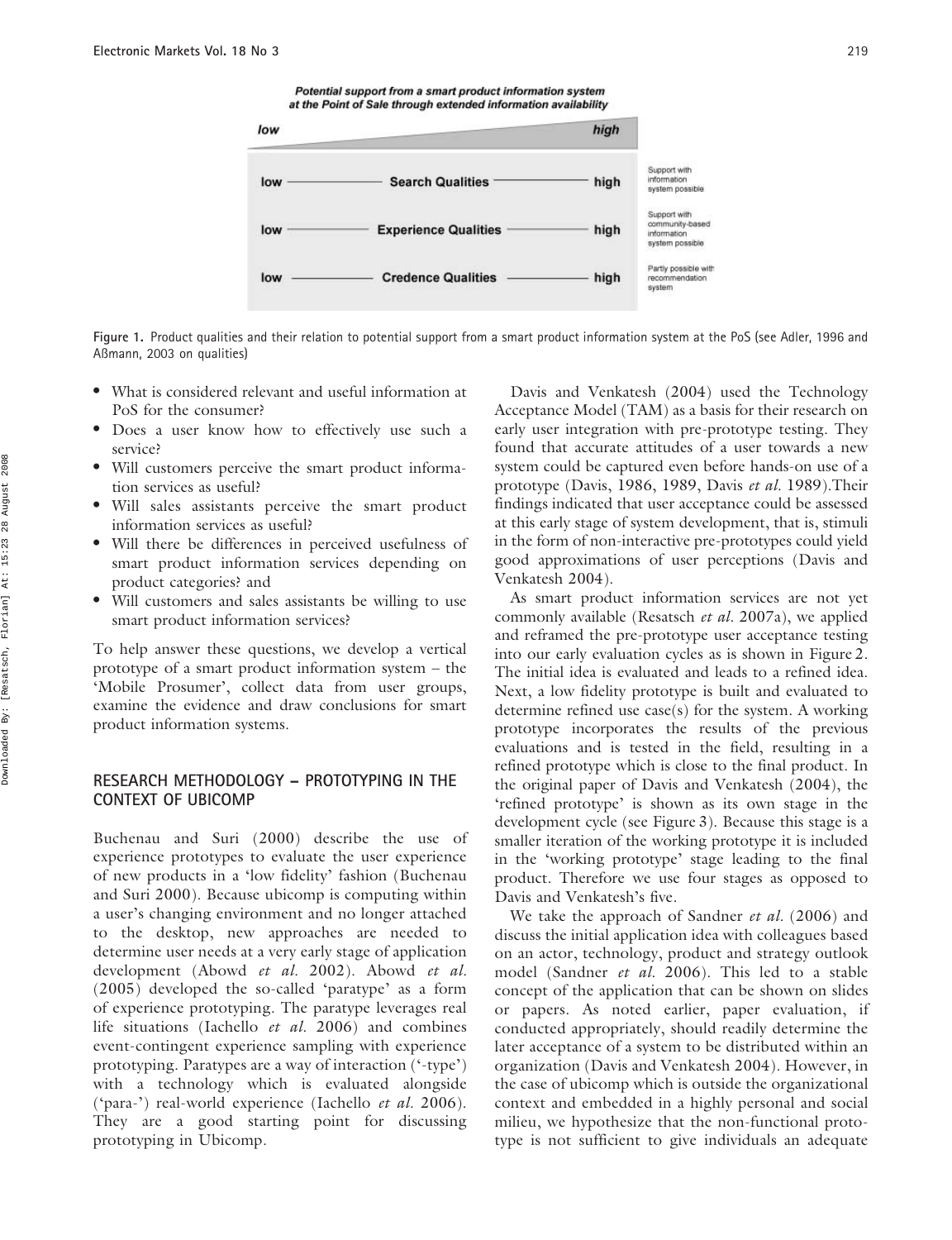**Potential support from a smart product information system at the Point of Sale through extended information availability**

| low → high | | |
|---|---|---|
| low | Search Qualities | high | Support with information system possible |
| low | Experience Qualities | high | Support with community-based information system possible |
| low | Credence Qualities | high | Partly possible with recommendation system |

Figure 1. Product qualities and their relation to potential support from a smart product information system at the PoS (see Adler, 1996 and Aßmann, 2003 on qualities)

- What is considered relevant and useful information at PoS for the consumer?
- Does a user know how to effectively use such a service?
- Will customers perceive the smart product information services as useful?
- Will sales assistants perceive the smart product information services as useful?
- Will there be differences in perceived usefulness of smart product information services depending on product categories? and
- Will customers and sales assistants be willing to use smart product information services?

To help answer these questions, we develop a vertical prototype of a smart product information system – the 'Mobile Prosumer', collect data from user groups, examine the evidence and draw conclusions for smart product information systems.

## RESEARCH METHODOLOGY – PROTOTYPING IN THE CONTEXT OF UBICOMP

Buchenau and Suri (2000) describe the use of experience prototypes to evaluate the user experience of new products in a 'low fidelity' fashion (Buchenau and Suri 2000). Because ubicomp is computing within a user's changing environment and no longer attached to the desktop, new approaches are needed to determine user needs at a very early stage of application development (Abowd *et al.* 2002). Abowd *et al.* (2005) developed the so-called 'paratype' as a form of experience prototyping. The paratype leverages real life situations (Iachello *et al.* 2006) and combines event-contingent experience sampling with experience prototyping. Paratypes are a way of interaction ('-type') with a technology which is evaluated alongside ('para-') real-world experience (Iachello *et al.* 2006). They are a good starting point for discussing prototyping in Ubicomp.

Davis and Venkatesh (2004) used the Technology Acceptance Model (TAM) as a basis for their research on early user integration with pre-prototype testing. They found that accurate attitudes of a user towards a new system could be captured even before hands-on use of a prototype (Davis, 1986, 1989, Davis *et al.* 1989).Their findings indicated that user acceptance could be assessed at this early stage of system development, that is, stimuli in the form of non-interactive pre-prototypes could yield good approximations of user perceptions (Davis and Venkatesh 2004).

As smart product information services are not yet commonly available (Resatsch *et al.* 2007a), we applied and reframed the pre-prototype user acceptance testing into our early evaluation cycles as is shown in Figure 2. The initial idea is evaluated and leads to a refined idea. Next, a low fidelity prototype is built and evaluated to determine refined use case(s) for the system. A working prototype incorporates the results of the previous evaluations and is tested in the field, resulting in a refined prototype which is close to the final product. In the original paper of Davis and Venkatesh (2004), the 'refined prototype' is shown as its own stage in the development cycle (see Figure 3). Because this stage is a smaller iteration of the working prototype it is included in the 'working prototype' stage leading to the final product. Therefore we use four stages as opposed to Davis and Venkatesh's five.

We take the approach of Sandner *et al.* (2006) and discuss the initial application idea with colleagues based on an actor, technology, product and strategy outlook model (Sandner *et al.* 2006). This led to a stable concept of the application that can be shown on slides or papers. As noted earlier, paper evaluation, if conducted appropriately, should readily determine the later acceptance of a system to be distributed within an organization (Davis and Venkatesh 2004). However, in the case of ubicomp which is outside the organizational context and embedded in a highly personal and social milieu, we hypothesize that the non-functional prototype is not sufficient to give individuals an adequate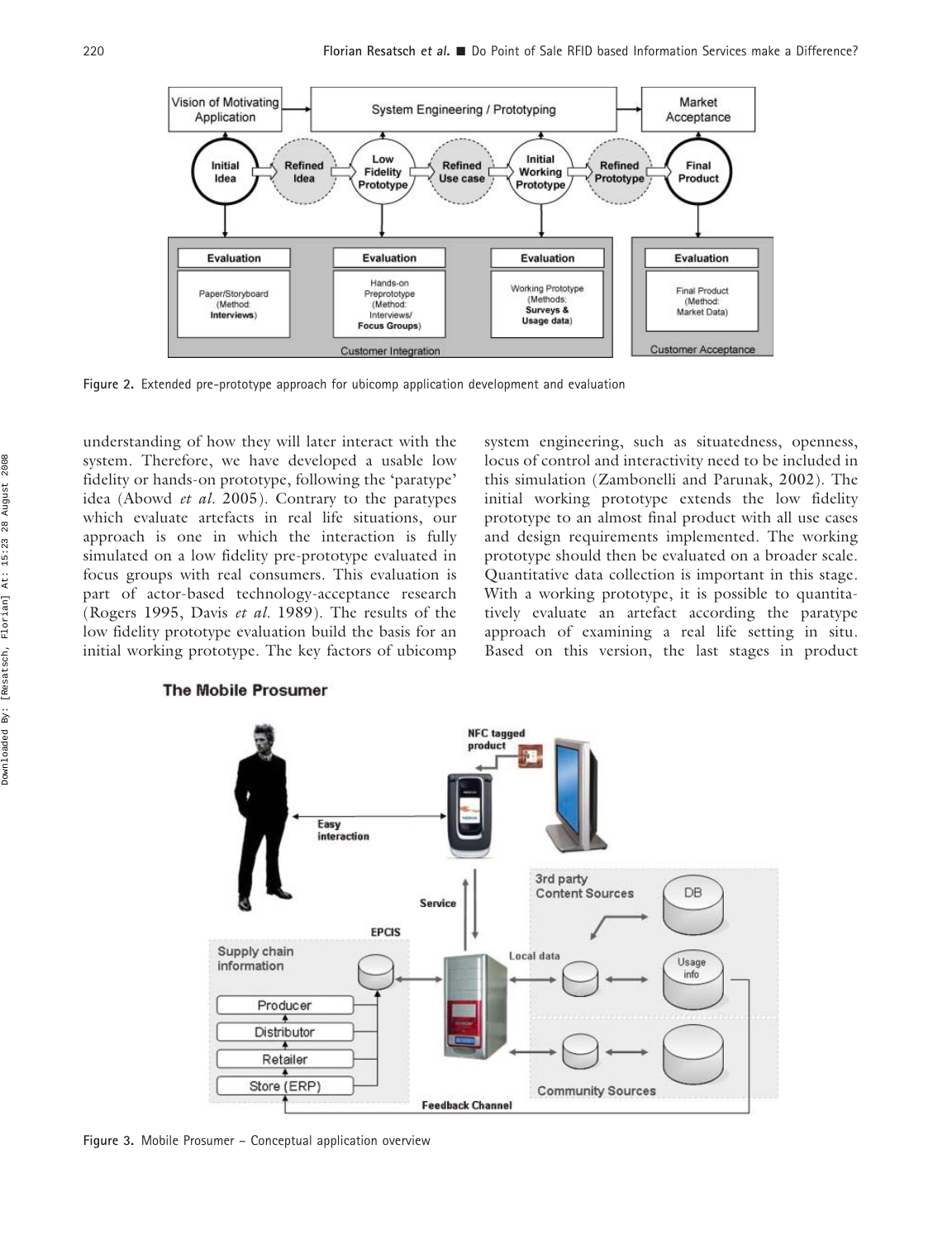Figure 2. Extended pre-prototype approach for ubicomp application development and evaluation

understanding of how they will later interact with the system. Therefore, we have developed a usable low fidelity or hands-on prototype, following the 'paratype' idea (Abowd *et al.* 2005). Contrary to the paratypes which evaluate artefacts in real life situations, our approach is one in which the interaction is fully simulated on a low fidelity pre-prototype evaluated in focus groups with real consumers. This evaluation is part of actor-based technology-acceptance research (Rogers 1995, Davis *et al.* 1989). The results of the low fidelity prototype evaluation build the basis for an initial working prototype. The key factors of ubicomp system engineering, such as situatedness, openness, locus of control and interactivity need to be included in this simulation (Zambonelli and Parunak, 2002). The initial working prototype extends the low fidelity prototype to an almost final product with all use cases and design requirements implemented. The working prototype should then be evaluated on a broader scale. Quantitative data collection is important in this stage. With a working prototype, it is possible to quantitatively evaluate an artefact according the paratype approach of examining a real life setting in situ. Based on this version, the last stages in product

Figure 3. Mobile Prosumer – Conceptual application overview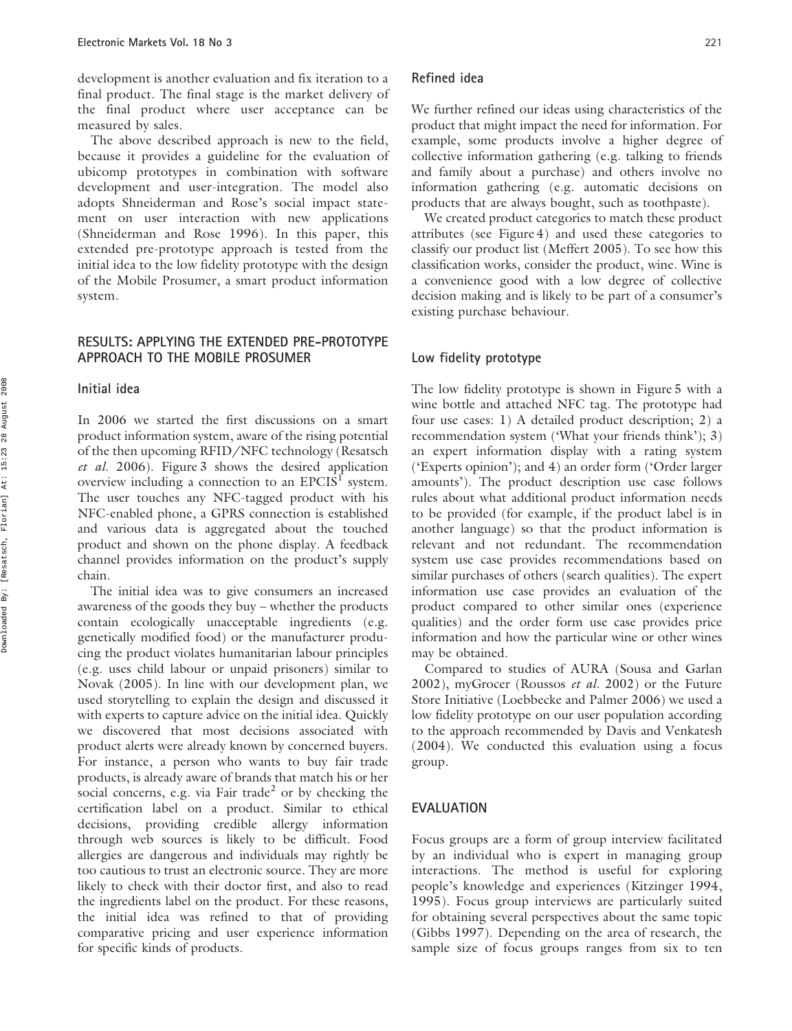development is another evaluation and fix iteration to a final product. The final stage is the market delivery of the final product where user acceptance can be measured by sales.

The above described approach is new to the field, because it provides a guideline for the evaluation of ubicomp prototypes in combination with software development and user-integration. The model also adopts Shneiderman and Rose's social impact statement on user interaction with new applications (Shneiderman and Rose 1996). In this paper, this extended pre-prototype approach is tested from the initial idea to the low fidelity prototype with the design of the Mobile Prosumer, a smart product information system.

## RESULTS: APPLYING THE EXTENDED PRE-PROTOTYPE APPROACH TO THE MOBILE PROSUMER

### Initial idea

In 2006 we started the first discussions on a smart product information system, aware of the rising potential of the then upcoming RFID/NFC technology (Resatsch *et al.* 2006). Figure 3 shows the desired application overview including a connection to an EPCIS[1] system. The user touches any NFC-tagged product with his NFC-enabled phone, a GPRS connection is established and various data is aggregated about the touched product and shown on the phone display. A feedback channel provides information on the product's supply chain.

The initial idea was to give consumers an increased awareness of the goods they buy – whether the products contain ecologically unacceptable ingredients (e.g. genetically modified food) or the manufacturer producing the product violates humanitarian labour principles (e.g. uses child labour or unpaid prisoners) similar to Novak (2005). In line with our development plan, we used storytelling to explain the design and discussed it with experts to capture advice on the initial idea. Quickly we discovered that most decisions associated with product alerts were already known by concerned buyers. For instance, a person who wants to buy fair trade products, is already aware of brands that match his or her social concerns, e.g. via Fair trade[2] or by checking the certification label on a product. Similar to ethical decisions, providing credible allergy information through web sources is likely to be difficult. Food allergies are dangerous and individuals may rightly be too cautious to trust an electronic source. They are more likely to check with their doctor first, and also to read the ingredients label on the product. For these reasons, the initial idea was refined to that of providing comparative pricing and user experience information for specific kinds of products.

### Refined idea

We further refined our ideas using characteristics of the product that might impact the need for information. For example, some products involve a higher degree of collective information gathering (e.g. talking to friends and family about a purchase) and others involve no information gathering (e.g. automatic decisions on products that are always bought, such as toothpaste).

We created product categories to match these product attributes (see Figure 4) and used these categories to classify our product list (Meffert 2005). To see how this classification works, consider the product, wine. Wine is a convenience good with a low degree of collective decision making and is likely to be part of a consumer's existing purchase behaviour.

### Low fidelity prototype

The low fidelity prototype is shown in Figure 5 with a wine bottle and attached NFC tag. The prototype had four use cases: 1) A detailed product description; 2) a recommendation system ('What your friends think'); 3) an expert information display with a rating system ('Experts opinion'); and 4) an order form ('Order larger amounts'). The product description use case follows rules about what additional product information needs to be provided (for example, if the product label is in another language) so that the product information is relevant and not redundant. The recommendation system use case provides recommendations based on similar purchases of others (search qualities). The expert information use case provides an evaluation of the product compared to other similar ones (experience qualities) and the order form use case provides price information and how the particular wine or other wines may be obtained.

Compared to studies of AURA (Sousa and Garlan 2002), myGrocer (Roussos *et al.* 2002) or the Future Store Initiative (Loebbecke and Palmer 2006) we used a low fidelity prototype on our user population according to the approach recommended by Davis and Venkatesh (2004). We conducted this evaluation using a focus group.

## EVALUATION

Focus groups are a form of group interview facilitated by an individual who is expert in managing group interactions. The method is useful for exploring people's knowledge and experiences (Kitzinger 1994, 1995). Focus group interviews are particularly suited for obtaining several perspectives about the same topic (Gibbs 1997). Depending on the area of research, the sample size of focus groups ranges from six to ten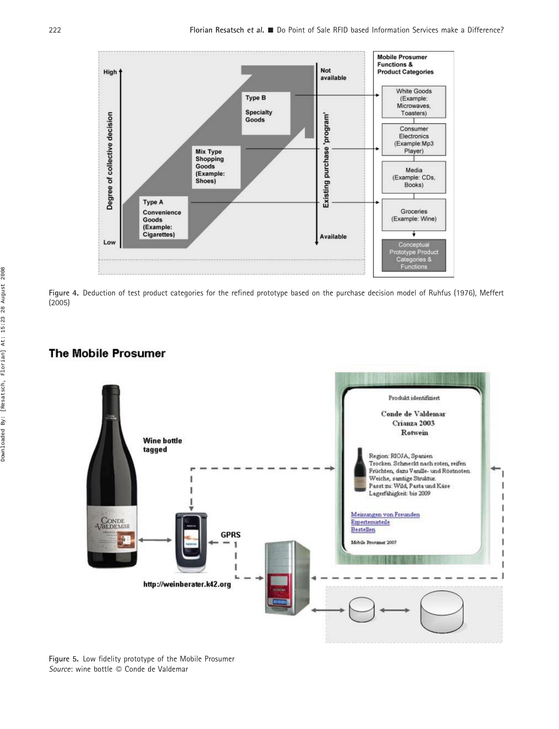Figure 4. Deduction of test product categories for the refined prototype based on the purchase decision model of Ruhfus (1976), Meffert (2005)

Figure 5. Low fidelity prototype of the Mobile Prosumer
*Source*: wine bottle © Conde de Valdemar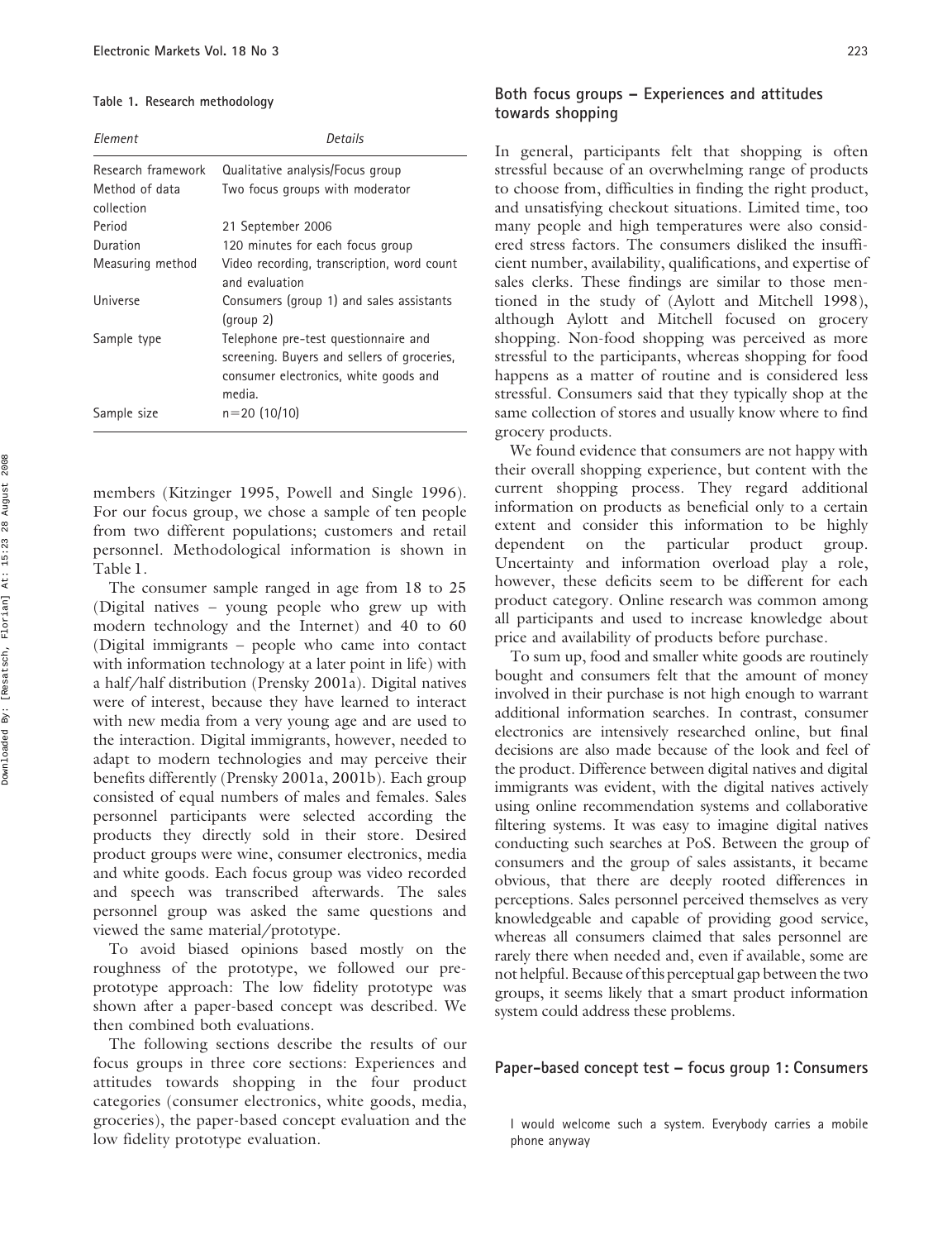Table 1. Research methodology

| *Element* | *Details* |
|---|---|
| Research framework | Qualitative analysis/Focus group |
| Method of data collection | Two focus groups with moderator |
| Period | 21 September 2006 |
| Duration | 120 minutes for each focus group |
| Measuring method | Video recording, transcription, word count and evaluation |
| Universe | Consumers (group 1) and sales assistants (group 2) |
| Sample type | Telephone pre-test questionnaire and screening. Buyers and sellers of groceries, consumer electronics, white goods and media. |
| Sample size | n=20 (10/10) |

members (Kitzinger 1995, Powell and Single 1996). For our focus group, we chose a sample of ten people from two different populations; customers and retail personnel. Methodological information is shown in Table 1.

The consumer sample ranged in age from 18 to 25 (Digital natives – young people who grew up with modern technology and the Internet) and 40 to 60 (Digital immigrants – people who came into contact with information technology at a later point in life) with a half/half distribution (Prensky 2001a). Digital natives were of interest, because they have learned to interact with new media from a very young age and are used to the interaction. Digital immigrants, however, needed to adapt to modern technologies and may perceive their benefits differently (Prensky 2001a, 2001b). Each group consisted of equal numbers of males and females. Sales personnel participants were selected according the products they directly sold in their store. Desired product groups were wine, consumer electronics, media and white goods. Each focus group was video recorded and speech was transcribed afterwards. The sales personnel group was asked the same questions and viewed the same material/prototype.

To avoid biased opinions based mostly on the roughness of the prototype, we followed our pre-prototype approach: The low fidelity prototype was shown after a paper-based concept was described. We then combined both evaluations.

The following sections describe the results of our focus groups in three core sections: Experiences and attitudes towards shopping in the four product categories (consumer electronics, white goods, media, groceries), the paper-based concept evaluation and the low fidelity prototype evaluation.

## Both focus groups – Experiences and attitudes towards shopping

In general, participants felt that shopping is often stressful because of an overwhelming range of products to choose from, difficulties in finding the right product, and unsatisfying checkout situations. Limited time, too many people and high temperatures were also considered stress factors. The consumers disliked the insufficient number, availability, qualifications, and expertise of sales clerks. These findings are similar to those mentioned in the study of (Aylott and Mitchell 1998), although Aylott and Mitchell focused on grocery shopping. Non-food shopping was perceived as more stressful to the participants, whereas shopping for food happens as a matter of routine and is considered less stressful. Consumers said that they typically shop at the same collection of stores and usually know where to find grocery products.

We found evidence that consumers are not happy with their overall shopping experience, but content with the current shopping process. They regard additional information on products as beneficial only to a certain extent and consider this information to be highly dependent on the particular product group. Uncertainty and information overload play a role, however, these deficits seem to be different for each product category. Online research was common among all participants and used to increase knowledge about price and availability of products before purchase.

To sum up, food and smaller white goods are routinely bought and consumers felt that the amount of money involved in their purchase is not high enough to warrant additional information searches. In contrast, consumer electronics are intensively researched online, but final decisions are also made because of the look and feel of the product. Difference between digital natives and digital immigrants was evident, with the digital natives actively using online recommendation systems and collaborative filtering systems. It was easy to imagine digital natives conducting such searches at PoS. Between the group of consumers and the group of sales assistants, it became obvious, that there are deeply rooted differences in perceptions. Sales personnel perceived themselves as very knowledgeable and capable of providing good service, whereas all consumers claimed that sales personnel are rarely there when needed and, even if available, some are not helpful. Because of this perceptual gap between the two groups, it seems likely that a smart product information system could address these problems.

## Paper-based concept test – focus group 1: Consumers

> I would welcome such a system. Everybody carries a mobile phone anyway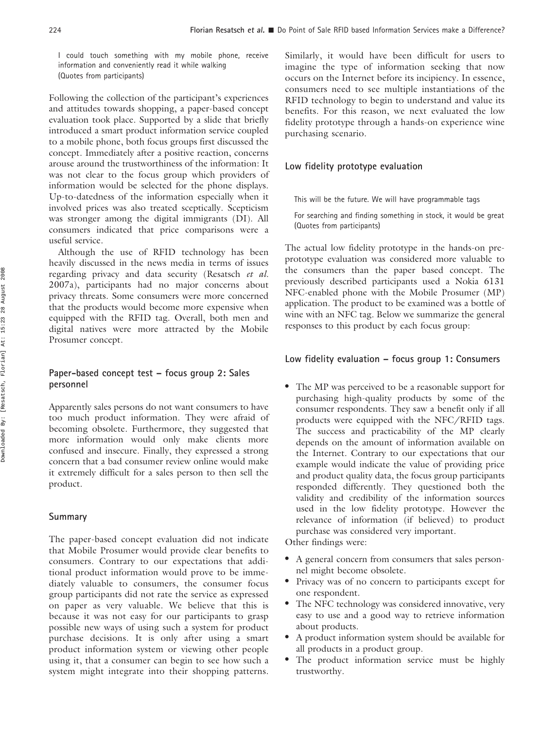I could touch something with my mobile phone, receive information and conveniently read it while walking
(Quotes from participants)

Following the collection of the participant's experiences and attitudes towards shopping, a paper-based concept evaluation took place. Supported by a slide that briefly introduced a smart product information service coupled to a mobile phone, both focus groups first discussed the concept. Immediately after a positive reaction, concerns arouse around the trustworthiness of the information: It was not clear to the focus group which providers of information would be selected for the phone displays. Up-to-datedness of the information especially when it involved prices was also treated sceptically. Scepticism was stronger among the digital immigrants (DI). All consumers indicated that price comparisons were a useful service.

Although the use of RFID technology has been heavily discussed in the news media in terms of issues regarding privacy and data security (Resatsch *et al.* 2007a), participants had no major concerns about privacy threats. Some consumers were more concerned that the products would become more expensive when equipped with the RFID tag. Overall, both men and digital natives were more attracted by the Mobile Prosumer concept.

### Paper-based concept test – focus group 2: Sales personnel

Apparently sales persons do not want consumers to have too much product information. They were afraid of becoming obsolete. Furthermore, they suggested that more information would only make clients more confused and insecure. Finally, they expressed a strong concern that a bad consumer review online would make it extremely difficult for a sales person to then sell the product.

### Summary

The paper-based concept evaluation did not indicate that Mobile Prosumer would provide clear benefits to consumers. Contrary to our expectations that additional product information would prove to be immediately valuable to consumers, the consumer focus group participants did not rate the service as expressed on paper as very valuable. We believe that this is because it was not easy for our participants to grasp possible new ways of using such a system for product purchase decisions. It is only after using a smart product information system or viewing other people using it, that a consumer can begin to see how such a system might integrate into their shopping patterns. Similarly, it would have been difficult for users to imagine the type of information seeking that now occurs on the Internet before its incipiency. In essence, consumers need to see multiple instantiations of the RFID technology to begin to understand and value its benefits. For this reason, we next evaluated the low fidelity prototype through a hands-on experience wine purchasing scenario.

### Low fidelity prototype evaluation

This will be the future. We will have programmable tags

For searching and finding something in stock, it would be great
(Quotes from participants)

The actual low fidelity prototype in the hands-on pre-prototype evaluation was considered more valuable to the consumers than the paper based concept. The previously described participants used a Nokia 6131 NFC-enabled phone with the Mobile Prosumer (MP) application. The product to be examined was a bottle of wine with an NFC tag. Below we summarize the general responses to this product by each focus group:

### Low fidelity evaluation – focus group 1: Consumers

- The MP was perceived to be a reasonable support for purchasing high-quality products by some of the consumer respondents. They saw a benefit only if all products were equipped with the NFC/RFID tags. The success and practicability of the MP clearly depends on the amount of information available on the Internet. Contrary to our expectations that our example would indicate the value of providing price and product quality data, the focus group participants responded differently. They questioned both the validity and credibility of the information sources used in the low fidelity prototype. However the relevance of information (if believed) to product purchase was considered very important.

Other findings were:

- A general concern from consumers that sales personnel might become obsolete.
- Privacy was of no concern to participants except for one respondent.
- The NFC technology was considered innovative, very easy to use and a good way to retrieve information about products.
- A product information system should be available for all products in a product group.
- The product information service must be highly trustworthy.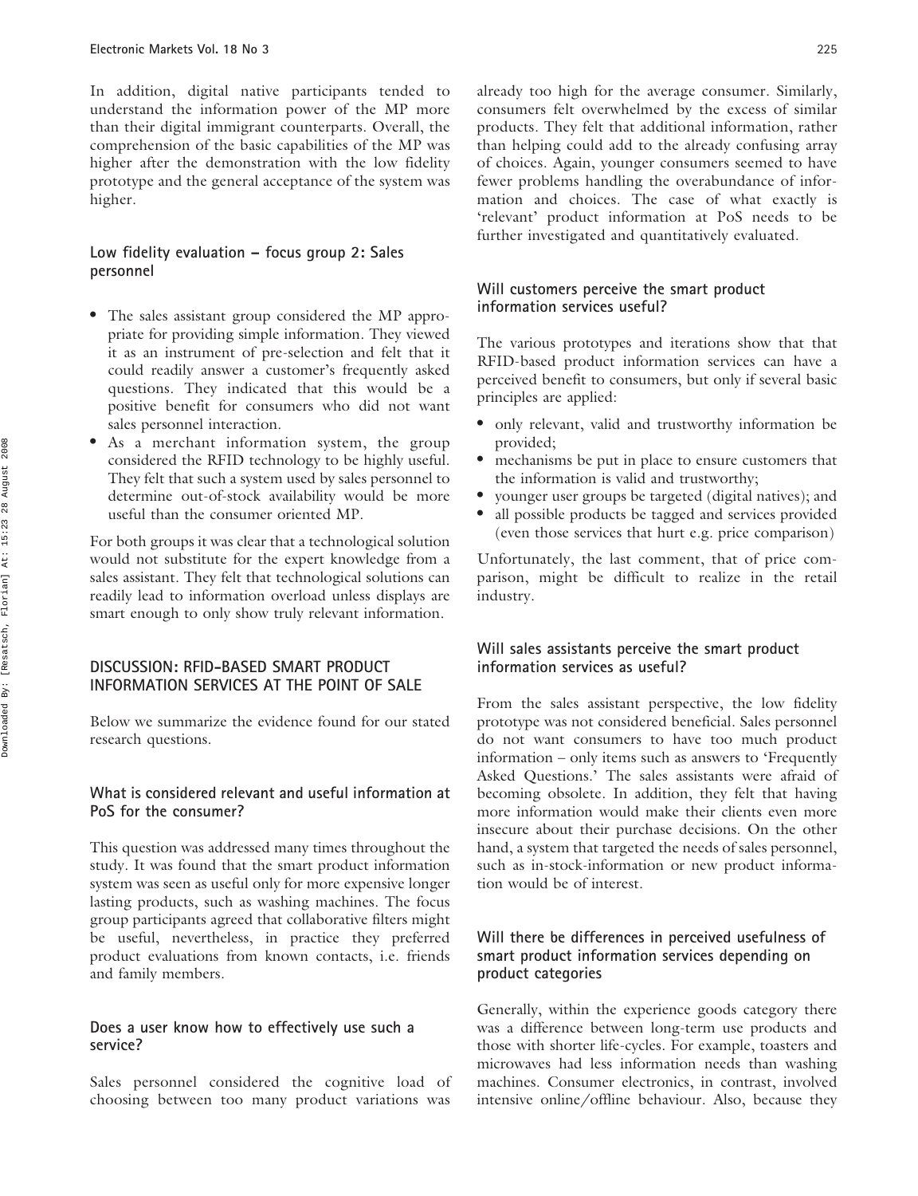In addition, digital native participants tended to understand the information power of the MP more than their digital immigrant counterparts. Overall, the comprehension of the basic capabilities of the MP was higher after the demonstration with the low fidelity prototype and the general acceptance of the system was higher.

### Low fidelity evaluation – focus group 2: Sales personnel

- The sales assistant group considered the MP appropriate for providing simple information. They viewed it as an instrument of pre-selection and felt that it could readily answer a customer's frequently asked questions. They indicated that this would be a positive benefit for consumers who did not want sales personnel interaction.
- As a merchant information system, the group considered the RFID technology to be highly useful. They felt that such a system used by sales personnel to determine out-of-stock availability would be more useful than the consumer oriented MP.

For both groups it was clear that a technological solution would not substitute for the expert knowledge from a sales assistant. They felt that technological solutions can readily lead to information overload unless displays are smart enough to only show truly relevant information.

## DISCUSSION: RFID-BASED SMART PRODUCT INFORMATION SERVICES AT THE POINT OF SALE

Below we summarize the evidence found for our stated research questions.

### What is considered relevant and useful information at PoS for the consumer?

This question was addressed many times throughout the study. It was found that the smart product information system was seen as useful only for more expensive longer lasting products, such as washing machines. The focus group participants agreed that collaborative filters might be useful, nevertheless, in practice they preferred product evaluations from known contacts, i.e. friends and family members.

### Does a user know how to effectively use such a service?

Sales personnel considered the cognitive load of choosing between too many product variations was already too high for the average consumer. Similarly, consumers felt overwhelmed by the excess of similar products. They felt that additional information, rather than helping could add to the already confusing array of choices. Again, younger consumers seemed to have fewer problems handling the overabundance of information and choices. The case of what exactly is 'relevant' product information at PoS needs to be further investigated and quantitatively evaluated.

### Will customers perceive the smart product information services useful?

The various prototypes and iterations show that that RFID-based product information services can have a perceived benefit to consumers, but only if several basic principles are applied:

- only relevant, valid and trustworthy information be provided;
- mechanisms be put in place to ensure customers that the information is valid and trustworthy;
- younger user groups be targeted (digital natives); and
- all possible products be tagged and services provided (even those services that hurt e.g. price comparison)

Unfortunately, the last comment, that of price comparison, might be difficult to realize in the retail industry.

### Will sales assistants perceive the smart product information services as useful?

From the sales assistant perspective, the low fidelity prototype was not considered beneficial. Sales personnel do not want consumers to have too much product information – only items such as answers to 'Frequently Asked Questions.' The sales assistants were afraid of becoming obsolete. In addition, they felt that having more information would make their clients even more insecure about their purchase decisions. On the other hand, a system that targeted the needs of sales personnel, such as in-stock-information or new product information would be of interest.

### Will there be differences in perceived usefulness of smart product information services depending on product categories

Generally, within the experience goods category there was a difference between long-term use products and those with shorter life-cycles. For example, toasters and microwaves had less information needs than washing machines. Consumer electronics, in contrast, involved intensive online/offline behaviour. Also, because they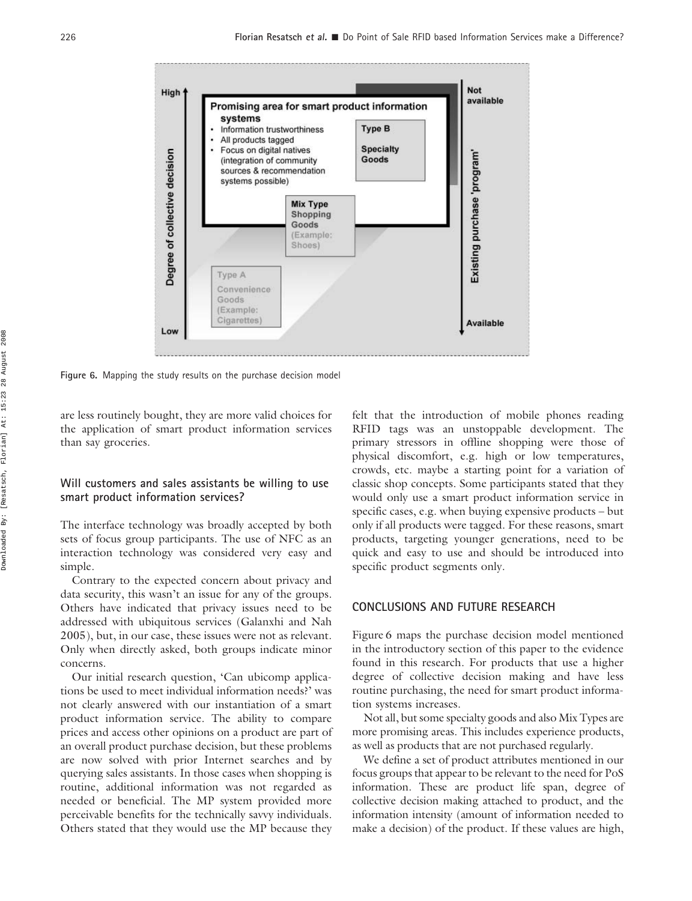Figure 6. Mapping the study results on the purchase decision model

are less routinely bought, they are more valid choices for the application of smart product information services than say groceries.

### Will customers and sales assistants be willing to use smart product information services?

The interface technology was broadly accepted by both sets of focus group participants. The use of NFC as an interaction technology was considered very easy and simple.

Contrary to the expected concern about privacy and data security, this wasn't an issue for any of the groups. Others have indicated that privacy issues need to be addressed with ubiquitous services (Galanxhi and Nah 2005), but, in our case, these issues were not as relevant. Only when directly asked, both groups indicate minor concerns.

Our initial research question, 'Can ubicomp applications be used to meet individual information needs?' was not clearly answered with our instantiation of a smart product information service. The ability to compare prices and access other opinions on a product are part of an overall product purchase decision, but these problems are now solved with prior Internet searches and by querying sales assistants. In those cases when shopping is routine, additional information was not regarded as needed or beneficial. The MP system provided more perceivable benefits for the technically savvy individuals. Others stated that they would use the MP because they felt that the introduction of mobile phones reading RFID tags was an unstoppable development. The primary stressors in offline shopping were those of physical discomfort, e.g. high or low temperatures, crowds, etc. maybe a starting point for a variation of classic shop concepts. Some participants stated that they would only use a smart product information service in specific cases, e.g. when buying expensive products – but only if all products were tagged. For these reasons, smart products, targeting younger generations, need to be quick and easy to use and should be introduced into specific product segments only.

## CONCLUSIONS AND FUTURE RESEARCH

Figure 6 maps the purchase decision model mentioned in the introductory section of this paper to the evidence found in this research. For products that use a higher degree of collective decision making and have less routine purchasing, the need for smart product information systems increases.

Not all, but some specialty goods and also Mix Types are more promising areas. This includes experience products, as well as products that are not purchased regularly.

We define a set of product attributes mentioned in our focus groups that appear to be relevant to the need for PoS information. These are product life span, degree of collective decision making attached to product, and the information intensity (amount of information needed to make a decision) of the product. If these values are high,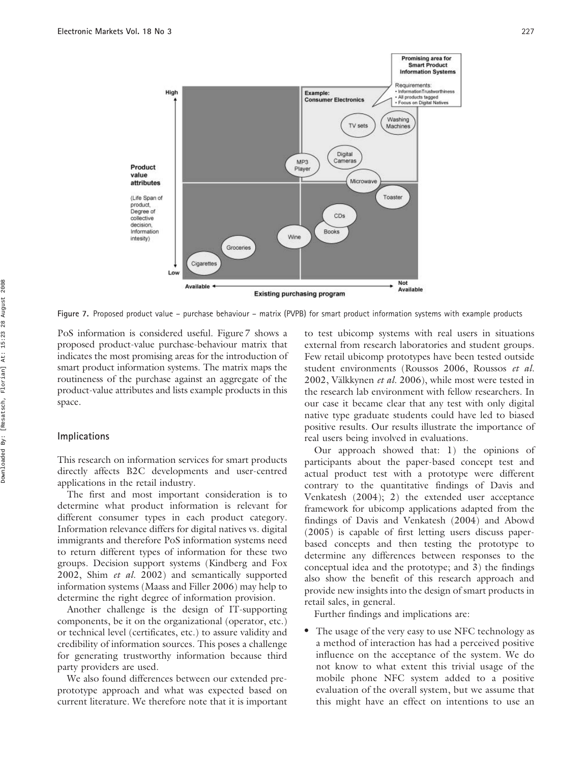Figure 7. Proposed product value – purchase behaviour – matrix (PVPB) for smart product information systems with example products

PoS information is considered useful. Figure 7 shows a proposed product-value purchase-behaviour matrix that indicates the most promising areas for the introduction of smart product information systems. The matrix maps the routineness of the purchase against an aggregate of the product-value attributes and lists example products in this space.

## Implications

This research on information services for smart products directly affects B2C developments and user-centred applications in the retail industry.

The first and most important consideration is to determine what product information is relevant for different consumer types in each product category. Information relevance differs for digital natives vs. digital immigrants and therefore PoS information systems need to return different types of information for these two groups. Decision support systems (Kindberg and Fox 2002, Shim *et al.* 2002) and semantically supported information systems (Maass and Filler 2006) may help to determine the right degree of information provision.

Another challenge is the design of IT-supporting components, be it on the organizational (operator, etc.) or technical level (certificates, etc.) to assure validity and credibility of information sources. This poses a challenge for generating trustworthy information because third party providers are used.

We also found differences between our extended pre-prototype approach and what was expected based on current literature. We therefore note that it is important to test ubicomp systems with real users in situations external from research laboratories and student groups. Few retail ubicomp prototypes have been tested outside student environments (Roussos 2006, Roussos *et al.* 2002, Välkkynen *et al.* 2006), while most were tested in the research lab environment with fellow researchers. In our case it became clear that any test with only digital native type graduate students could have led to biased positive results. Our results illustrate the importance of real users being involved in evaluations.

Our approach showed that: 1) the opinions of participants about the paper-based concept test and actual product test with a prototype were different contrary to the quantitative findings of Davis and Venkatesh (2004); 2) the extended user acceptance framework for ubicomp applications adapted from the findings of Davis and Venkatesh (2004) and Abowd (2005) is capable of first letting users discuss paper-based concepts and then testing the prototype to determine any differences between responses to the conceptual idea and the prototype; and 3) the findings also show the benefit of this research approach and provide new insights into the design of smart products in retail sales, in general.

Further findings and implications are:

- The usage of the very easy to use NFC technology as a method of interaction has had a perceived positive influence on the acceptance of the system. We do not know to what extent this trivial usage of the mobile phone NFC system added to a positive evaluation of the overall system, but we assume that this might have an effect on intentions to use an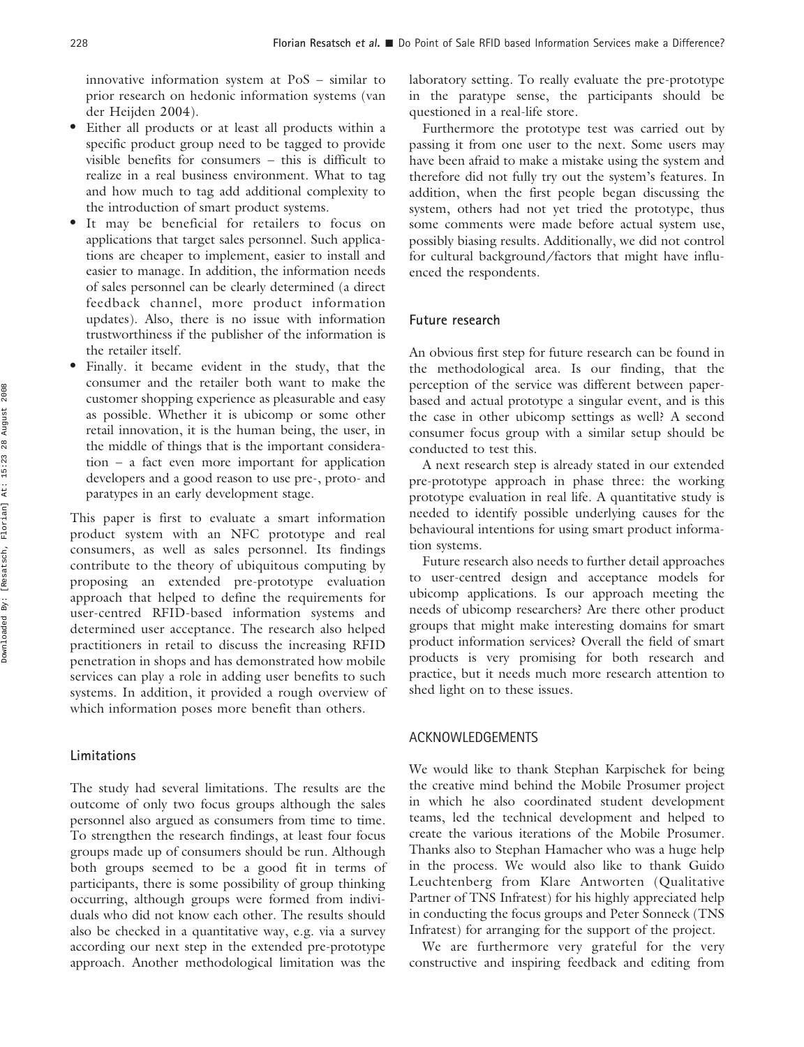innovative information system at PoS – similar to prior research on hedonic information systems (van der Heijden 2004).

- Either all products or at least all products within a specific product group need to be tagged to provide visible benefits for consumers – this is difficult to realize in a real business environment. What to tag and how much to tag add additional complexity to the introduction of smart product systems.
- It may be beneficial for retailers to focus on applications that target sales personnel. Such applications are cheaper to implement, easier to install and easier to manage. In addition, the information needs of sales personnel can be clearly determined (a direct feedback channel, more product information updates). Also, there is no issue with information trustworthiness if the publisher of the information is the retailer itself.
- Finally. it became evident in the study, that the consumer and the retailer both want to make the customer shopping experience as pleasurable and easy as possible. Whether it is ubicomp or some other retail innovation, it is the human being, the user, in the middle of things that is the important consideration – a fact even more important for application developers and a good reason to use pre-, proto- and paratypes in an early development stage.

This paper is first to evaluate a smart information product system with an NFC prototype and real consumers, as well as sales personnel. Its findings contribute to the theory of ubiquitous computing by proposing an extended pre-prototype evaluation approach that helped to define the requirements for user-centred RFID-based information systems and determined user acceptance. The research also helped practitioners in retail to discuss the increasing RFID penetration in shops and has demonstrated how mobile services can play a role in adding user benefits to such systems. In addition, it provided a rough overview of which information poses more benefit than others.

### Limitations

The study had several limitations. The results are the outcome of only two focus groups although the sales personnel also argued as consumers from time to time. To strengthen the research findings, at least four focus groups made up of consumers should be run. Although both groups seemed to be a good fit in terms of participants, there is some possibility of group thinking occurring, although groups were formed from individuals who did not know each other. The results should also be checked in a quantitative way, e.g. via a survey according our next step in the extended pre-prototype approach. Another methodological limitation was the laboratory setting. To really evaluate the pre-prototype in the paratype sense, the participants should be questioned in a real-life store.

Furthermore the prototype test was carried out by passing it from one user to the next. Some users may have been afraid to make a mistake using the system and therefore did not fully try out the system's features. In addition, when the first people began discussing the system, others had not yet tried the prototype, thus some comments were made before actual system use, possibly biasing results. Additionally, we did not control for cultural background/factors that might have influenced the respondents.

### Future research

An obvious first step for future research can be found in the methodological area. Is our finding, that the perception of the service was different between paper-based and actual prototype a singular event, and is this the case in other ubicomp settings as well? A second consumer focus group with a similar setup should be conducted to test this.

A next research step is already stated in our extended pre-prototype approach in phase three: the working prototype evaluation in real life. A quantitative study is needed to identify possible underlying causes for the behavioural intentions for using smart product information systems.

Future research also needs to further detail approaches to user-centred design and acceptance models for ubicomp applications. Is our approach meeting the needs of ubicomp researchers? Are there other product groups that might make interesting domains for smart product information services? Overall the field of smart products is very promising for both research and practice, but it needs much more research attention to shed light on to these issues.

## ACKNOWLEDGEMENTS

We would like to thank Stephan Karpischek for being the creative mind behind the Mobile Prosumer project in which he also coordinated student development teams, led the technical development and helped to create the various iterations of the Mobile Prosumer. Thanks also to Stephan Hamacher who was a huge help in the process. We would also like to thank Guido Leuchtenberg from Klare Antworten (Qualitative Partner of TNS Infratest) for his highly appreciated help in conducting the focus groups and Peter Sonneck (TNS Infratest) for arranging for the support of the project.

We are furthermore very grateful for the very constructive and inspiring feedback and editing from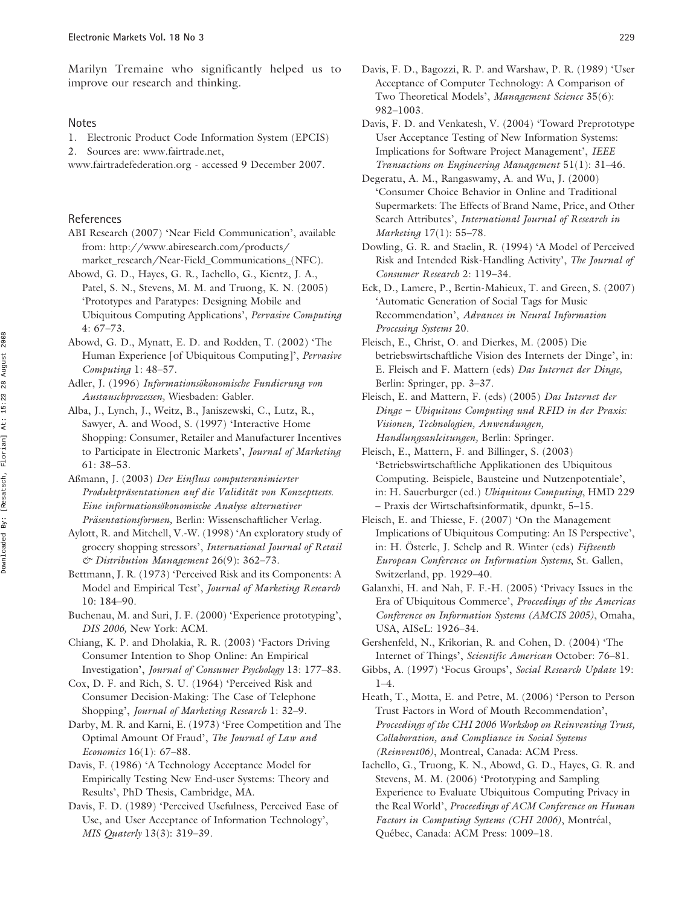Marilyn Tremaine who significantly helped us to improve our research and thinking.

## Notes

1. Electronic Product Code Information System (EPCIS)
2. Sources are: www.fairtrade.net, www.fairtradefederation.org - accessed 9 December 2007.

## References

ABI Research (2007) 'Near Field Communication', available from: http://www.abiresearch.com/products/market_research/Near-Field_Communications_(NFC).

Abowd, G. D., Hayes, G. R., Iachello, G., Kientz, J. A., Patel, S. N., Stevens, M. M. and Truong, K. N. (2005) 'Prototypes and Paratypes: Designing Mobile and Ubiquitous Computing Applications', *Pervasive Computing* 4: 67–73.

Abowd, G. D., Mynatt, E. D. and Rodden, T. (2002) 'The Human Experience [of Ubiquitous Computing]', *Pervasive Computing* 1: 48–57.

Adler, J. (1996) *Informationsökonomische Fundierung von Austauschprozessen,* Wiesbaden: Gabler.

Alba, J., Lynch, J., Weitz, B., Janiszewski, C., Lutz, R., Sawyer, A. and Wood, S. (1997) 'Interactive Home Shopping: Consumer, Retailer and Manufacturer Incentives to Participate in Electronic Markets', *Journal of Marketing* 61: 38–53.

Aßmann, J. (2003) *Der Einfluss computeranimierter Produktpräsentationen auf die Validität von Konzepttests. Eine informationsökonomische Analyse alternativer Präsentationsformen,* Berlin: Wissenschaftlicher Verlag.

Aylott, R. and Mitchell, V.-W. (1998) 'An exploratory study of grocery shopping stressors', *International Journal of Retail & Distribution Management* 26(9): 362–73.

Bettmann, J. R. (1973) 'Perceived Risk and its Components: A Model and Empirical Test', *Journal of Marketing Research* 10: 184–90.

Buchenau, M. and Suri, J. F. (2000) 'Experience prototyping', *DIS 2006,* New York: ACM.

Chiang, K. P. and Dholakia, R. R. (2003) 'Factors Driving Consumer Intention to Shop Online: An Empirical Investigation', *Journal of Consumer Psychology* 13: 177–83.

Cox, D. F. and Rich, S. U. (1964) 'Perceived Risk and Consumer Decision-Making: The Case of Telephone Shopping', *Journal of Marketing Research* 1: 32–9.

Darby, M. R. and Karni, E. (1973) 'Free Competition and The Optimal Amount Of Fraud', *The Journal of Law and Economics* 16(1): 67–88.

Davis, F. (1986) 'A Technology Acceptance Model for Empirically Testing New End-user Systems: Theory and Results', PhD Thesis, Cambridge, MA.

Davis, F. D. (1989) 'Perceived Usefulness, Perceived Ease of Use, and User Acceptance of Information Technology', *MIS Quaterly* 13(3): 319–39.

Davis, F. D., Bagozzi, R. P. and Warshaw, P. R. (1989) 'User Acceptance of Computer Technology: A Comparison of Two Theoretical Models', *Management Science* 35(6): 982–1003.

Davis, F. D. and Venkatesh, V. (2004) 'Toward Preprototype User Acceptance Testing of New Information Systems: Implications for Software Project Management', *IEEE Transactions on Engineering Management* 51(1): 31–46.

Degeratu, A. M., Rangaswamy, A. and Wu, J. (2000) 'Consumer Choice Behavior in Online and Traditional Supermarkets: The Effects of Brand Name, Price, and Other Search Attributes', *International Journal of Research in Marketing* 17(1): 55–78.

Dowling, G. R. and Staelin, R. (1994) 'A Model of Perceived Risk and Intended Risk-Handling Activity', *The Journal of Consumer Research* 2: 119–34.

Eck, D., Lamere, P., Bertin-Mahieux, T. and Green, S. (2007) 'Automatic Generation of Social Tags for Music Recommendation', *Advances in Neural Information Processing Systems* 20.

Fleisch, E., Christ, O. and Dierkes, M. (2005) Die betriebswirtschaftliche Vision des Internets der Dinge', in: E. Fleisch and F. Mattern (eds) *Das Internet der Dinge,* Berlin: Springer, pp. 3–37.

Fleisch, E. and Mattern, F. (eds) (2005) *Das Internet der Dinge – Ubiquitous Computing und RFID in der Praxis: Visionen, Technologien, Anwendungen, Handlungsanleitungen,* Berlin: Springer.

Fleisch, E., Mattern, F. and Billinger, S. (2003) 'Betriebswirtschaftliche Applikationen des Ubiquitous Computing. Beispiele, Bausteine und Nutzenpotentiale', in: H. Sauerburger (ed.) *Ubiquitous Computing*, HMD 229 – Praxis der Wirtschaftsinformatik, dpunkt, 5–15.

Fleisch, E. and Thiesse, F. (2007) 'On the Management Implications of Ubiquitous Computing: An IS Perspective', in: H. Österle, J. Schelp and R. Winter (eds) *Fifteenth European Conference on Information Systems*, St. Gallen, Switzerland, pp. 1929–40.

Galanxhi, H. and Nah, F. F.-H. (2005) 'Privacy Issues in the Era of Ubiquitous Commerce', *Proceedings of the Americas Conference on Information Systems (AMCIS 2005)*, Omaha, USA, AISeL: 1926–34.

Gershenfeld, N., Krikorian, R. and Cohen, D. (2004) 'The Internet of Things', *Scientific American* October: 76–81.

Gibbs, A. (1997) 'Focus Groups', *Social Research Update* 19: 1–4.

Heath, T., Motta, E. and Petre, M. (2006) 'Person to Person Trust Factors in Word of Mouth Recommendation', *Proceedings of the CHI 2006 Workshop on Reinventing Trust, Collaboration, and Compliance in Social Systems (Reinvent06)*, Montreal, Canada: ACM Press.

Iachello, G., Truong, K. N., Abowd, G. D., Hayes, G. R. and Stevens, M. M. (2006) 'Prototyping and Sampling Experience to Evaluate Ubiquitous Computing Privacy in the Real World', *Proceedings of ACM Conference on Human Factors in Computing Systems (CHI 2006)*, Montréal, Québec, Canada: ACM Press: 1009–18.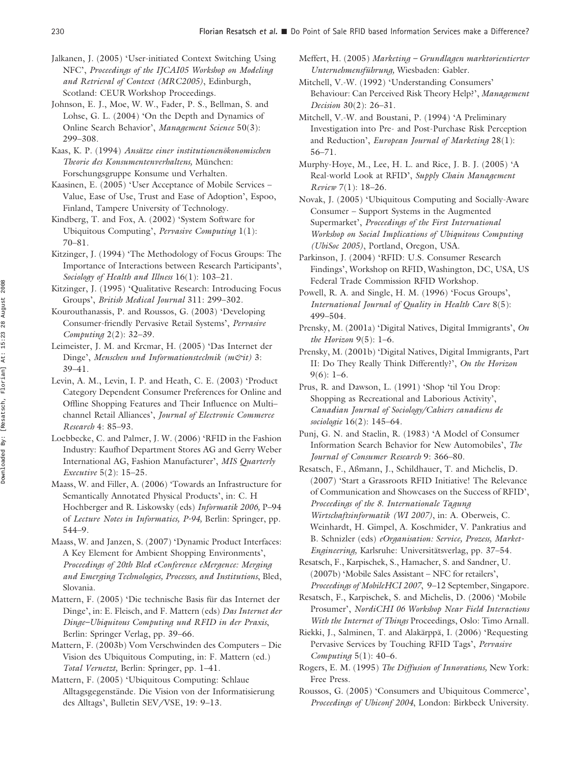Jalkanen, J. (2005) 'User-initiated Context Switching Using NFC', *Proceedings of the IJCAI05 Workshop on Modeling and Retrieval of Context (MRC2005)*, Edinburgh, Scotland: CEUR Workshop Proceedings.

Johnson, E. J., Moe, W. W., Fader, P. S., Bellman, S. and Lohse, G. L. (2004) 'On the Depth and Dynamics of Online Search Behavior', *Management Science* 50(3): 299–308.

Kaas, K. P. (1994) *Ansätze einer institutionenökonomischen Theorie des Konsumentenverhaltens,* München: Forschungsgruppe Konsume und Verhalten.

Kaasinen, E. (2005) 'User Acceptance of Mobile Services – Value, Ease of Use, Trust and Ease of Adoption', Espoo, Finland, Tampere University of Technology.

Kindberg, T. and Fox, A. (2002) 'System Software for Ubiquitous Computing', *Pervasive Computing* 1(1): 70–81.

Kitzinger, J. (1994) 'The Methodology of Focus Groups: The Importance of Interactions between Research Participants', *Sociology of Health and Illness* 16(1): 103–21.

Kitzinger, J. (1995) 'Qualitative Research: Introducing Focus Groups', *British Medical Journal* 311: 299–302.

Kourouthanassis, P. and Roussos, G. (2003) 'Developing Consumer-friendly Pervasive Retail Systems', *Pervasive Computing* 2(2): 32–39.

Leimeister, J. M. and Krcmar, H. (2005) 'Das Internet der Dinge', *Menschen und Informationstechnik (m&it)* 3: 39–41.

Levin, A. M., Levin, I. P. and Heath, C. E. (2003) 'Product Category Dependent Consumer Preferences for Online and Offline Shopping Features and Their Influence on Multi-channel Retail Alliances', *Journal of Electronic Commerce Research* 4: 85–93.

Loebbecke, C. and Palmer, J. W. (2006) 'RFID in the Fashion Industry: Kaufhof Department Stores AG and Gerry Weber International AG, Fashion Manufacturer', *MIS Quarterly Executive* 5(2): 15–25.

Maass, W. and Filler, A. (2006) 'Towards an Infrastructure for Semantically Annotated Physical Products', in: C. H Hochberger and R. Liskowsky (eds) *Informatik 2006,* P–94 of *Lecture Notes in Informatics, P-94,* Berlin: Springer, pp. 544–9.

Maass, W. and Janzen, S. (2007) 'Dynamic Product Interfaces: A Key Element for Ambient Shopping Environments', *Proceedings of 20th Bled eConference eMergence: Merging and Emerging Technologies, Processes, and Institutions*, Bled, Slovania.

Mattern, F. (2005) 'Die technische Basis für das Internet der Dinge', in: E. Fleisch, and F. Mattern (eds) *Das Internet der Dinge–Ubiquitous Computing und RFID in der Praxis*, Berlin: Springer Verlag, pp. 39–66.

Mattern, F. (2003b) Vom Verschwinden des Computers – Die Vision des Ubiquitous Computing, in: F. Mattern (ed.) *Total Vernetzt,* Berlin: Springer, pp. 1–41.

Mattern, F. (2005) 'Ubiquitous Computing: Schlaue Alltagsgegenstände. Die Vision von der Informatisierung des Alltags', Bulletin SEV/VSE, 19: 9–13.

Meffert, H. (2005) *Marketing – Grundlagen marktorientierter Unternehmensführung,* Wiesbaden: Gabler.

Mitchell, V.-W. (1992) 'Understanding Consumers' Behaviour: Can Perceived Risk Theory Help?', *Management Decision* 30(2): 26–31.

Mitchell, V.-W. and Boustani, P. (1994) 'A Preliminary Investigation into Pre- and Post-Purchase Risk Perception and Reduction', *European Journal of Marketing* 28(1): 56–71.

Murphy-Hoye, M., Lee, H. L. and Rice, J. B. J. (2005) 'A Real-world Look at RFID', *Supply Chain Management Review* 7(1): 18–26.

Novak, J. (2005) 'Ubiquitous Computing and Socially-Aware Consumer – Support Systems in the Augmented Supermarket', *Proceedings of the First International Workshop on Social Implications of Ubiquitous Computing (UbiSoc 2005)*, Portland, Oregon, USA.

Parkinson, J. (2004) 'RFID: U.S. Consumer Research Findings', Workshop on RFID, Washington, DC, USA, US Federal Trade Commission RFID Workshop.

Powell, R. A. and Single, H. M. (1996) 'Focus Groups', *International Journal of Quality in Health Care* 8(5): 499–504.

Prensky, M. (2001a) 'Digital Natives, Digital Immigrants', *On the Horizon* 9(5): 1–6.

Prensky, M. (2001b) 'Digital Natives, Digital Immigrants, Part II: Do They Really Think Differently?', *On the Horizon* 9(6): 1–6.

Prus, R. and Dawson, L. (1991) 'Shop 'til You Drop: Shopping as Recreational and Laborious Activity', *Canadian Journal of Sociology/Cahiers canadiens de sociologie* 16(2): 145–64.

Punj, G. N. and Staelin, R. (1983) 'A Model of Consumer Information Search Behavior for New Automobiles', *The Journal of Consumer Research* 9: 366–80.

Resatsch, F., Aßmann, J., Schildhauer, T. and Michelis, D. (2007) 'Start a Grassroots RFID Initiative! The Relevance of Communication and Showcases on the Success of RFID', *Proceedings of the 8. Internationale Tagung Wirtschaftsinformatik (WI 2007)*, in: A. Oberweis, C. Weinhardt, H. Gimpel, A. Koschmider, V. Pankratius and B. Schnizler (eds) *eOrganisation: Service, Prozess, Market-Engineering,* Karlsruhe: Universitätsverlag, pp. 37–54.

Resatsch, F., Karpischek, S., Hamacher, S. and Sandner, U. (2007b) 'Mobile Sales Assistant – NFC for retailers', *Proceedings of MobileHCI 2007*, 9–12 September, Singapore.

Resatsch, F., Karpischek, S. and Michelis, D. (2006) 'Mobile Prosumer', *NordiCHI 06 Workshop Near Field Interactions With the Internet of Things* Proceedings, Oslo: Timo Arnall.

Riekki, J., Salminen, T. and Alakärppä, I. (2006) 'Requesting Pervasive Services by Touching RFID Tags', *Pervasive Computing* 5(1): 40–6.

Rogers, E. M. (1995) *The Diffusion of Innovations,* New York: Free Press.

Roussos, G. (2005) 'Consumers and Ubiquitous Commerce', *Proceedings of Ubiconf 2004*, London: Birkbeck University.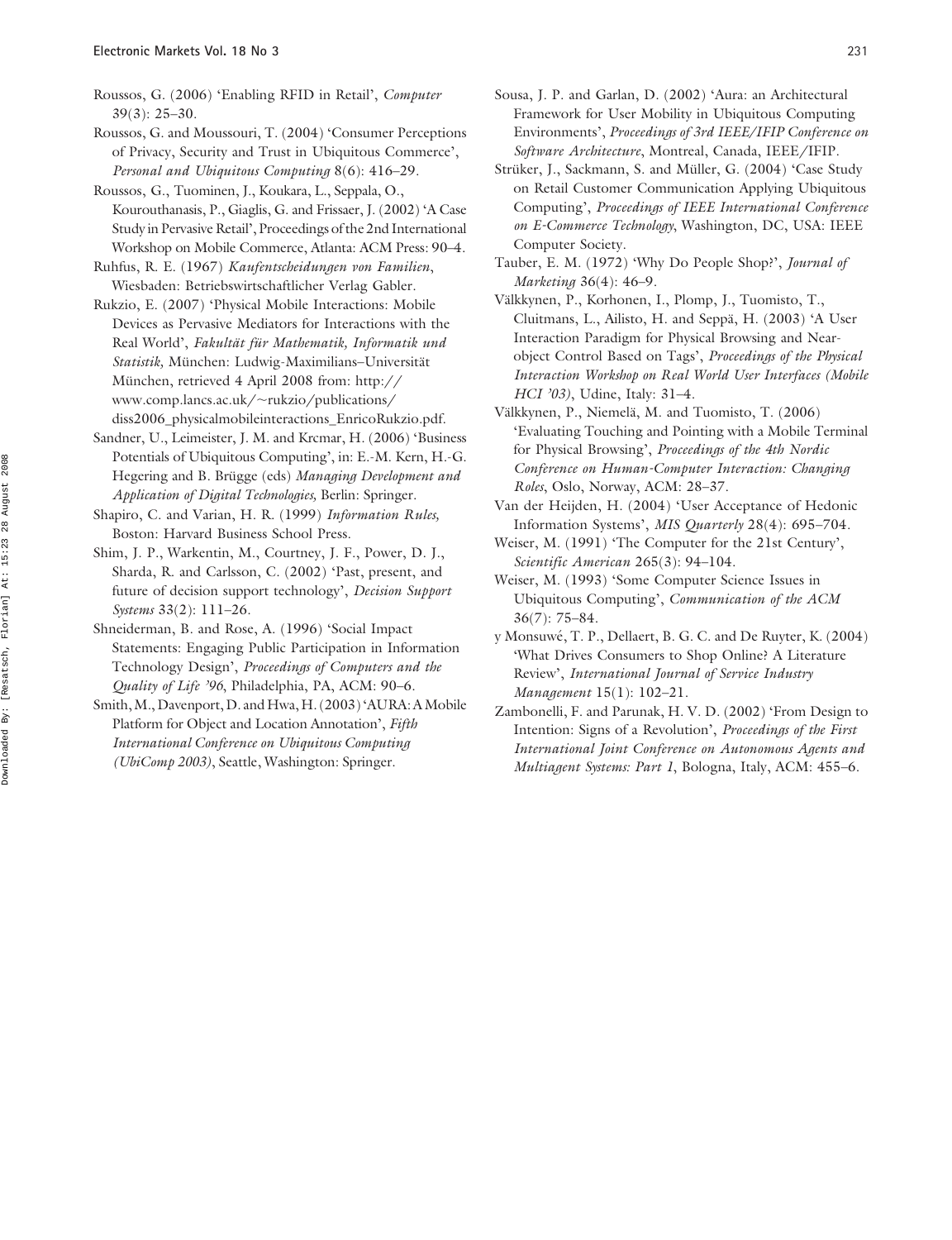Roussos, G. (2006) 'Enabling RFID in Retail', *Computer* 39(3): 25–30.

Roussos, G. and Moussouri, T. (2004) 'Consumer Perceptions of Privacy, Security and Trust in Ubiquitous Commerce', *Personal and Ubiquitous Computing* 8(6): 416–29.

Roussos, G., Tuominen, J., Koukara, L., Seppala, O., Kourouthanasis, P., Giaglis, G. and Frissaer, J. (2002) 'A Case Study in Pervasive Retail', Proceedings of the 2nd International Workshop on Mobile Commerce, Atlanta: ACM Press: 90–4.

Ruhfus, R. E. (1967) *Kaufentscheidungen von Familien*, Wiesbaden: Betriebswirtschaftlicher Verlag Gabler.

Rukzio, E. (2007) 'Physical Mobile Interactions: Mobile Devices as Pervasive Mediators for Interactions with the Real World', *Fakultät für Mathematik, Informatik und Statistik*, München: Ludwig-Maximilians–Universität München, retrieved 4 April 2008 from: http://www.comp.lancs.ac.uk/~rukzio/publications/diss2006_physicalmobileinteractions_EnricoRukzio.pdf.

Sandner, U., Leimeister, J. M. and Krcmar, H. (2006) 'Business Potentials of Ubiquitous Computing', in: E.-M. Kern, H.-G. Hegering and B. Brügge (eds) *Managing Development and Application of Digital Technologies,* Berlin: Springer.

Shapiro, C. and Varian, H. R. (1999) *Information Rules,* Boston: Harvard Business School Press.

Shim, J. P., Warkentin, M., Courtney, J. F., Power, D. J., Sharda, R. and Carlsson, C. (2002) 'Past, present, and future of decision support technology', *Decision Support Systems* 33(2): 111–26.

Shneiderman, B. and Rose, A. (1996) 'Social Impact Statements: Engaging Public Participation in Information Technology Design', *Proceedings of Computers and the Quality of Life '96*, Philadelphia, PA, ACM: 90–6.

Smith, M., Davenport, D. and Hwa, H. (2003) 'AURA: A Mobile Platform for Object and Location Annotation', *Fifth International Conference on Ubiquitous Computing (UbiComp 2003)*, Seattle, Washington: Springer.

Sousa, J. P. and Garlan, D. (2002) 'Aura: an Architectural Framework for User Mobility in Ubiquitous Computing Environments', *Proceedings of 3rd IEEE/IFIP Conference on Software Architecture*, Montreal, Canada, IEEE/IFIP.

Strüker, J., Sackmann, S. and Müller, G. (2004) 'Case Study on Retail Customer Communication Applying Ubiquitous Computing', *Proceedings of IEEE International Conference on E-Commerce Technology*, Washington, DC, USA: IEEE Computer Society.

Tauber, E. M. (1972) 'Why Do People Shop?', *Journal of Marketing* 36(4): 46–9.

Välkkynen, P., Korhonen, I., Plomp, J., Tuomisto, T., Cluitmans, L., Ailisto, H. and Seppä, H. (2003) 'A User Interaction Paradigm for Physical Browsing and Near-object Control Based on Tags', *Proceedings of the Physical Interaction Workshop on Real World User Interfaces (Mobile HCI '03)*, Udine, Italy: 31–4.

Välkkynen, P., Niemelä, M. and Tuomisto, T. (2006) 'Evaluating Touching and Pointing with a Mobile Terminal for Physical Browsing', *Proceedings of the 4th Nordic Conference on Human-Computer Interaction: Changing Roles*, Oslo, Norway, ACM: 28–37.

Van der Heijden, H. (2004) 'User Acceptance of Hedonic Information Systems', *MIS Quarterly* 28(4): 695–704.

Weiser, M. (1991) 'The Computer for the 21st Century', *Scientific American* 265(3): 94–104.

Weiser, M. (1993) 'Some Computer Science Issues in Ubiquitous Computing', *Communication of the ACM* 36(7): 75–84.

y Monsuwé, T. P., Dellaert, B. G. C. and De Ruyter, K. (2004) 'What Drives Consumers to Shop Online? A Literature Review', *International Journal of Service Industry Management* 15(1): 102–21.

Zambonelli, F. and Parunak, H. V. D. (2002) 'From Design to Intention: Signs of a Revolution', *Proceedings of the First International Joint Conference on Autonomous Agents and Multiagent Systems: Part 1*, Bologna, Italy, ACM: 455–6.